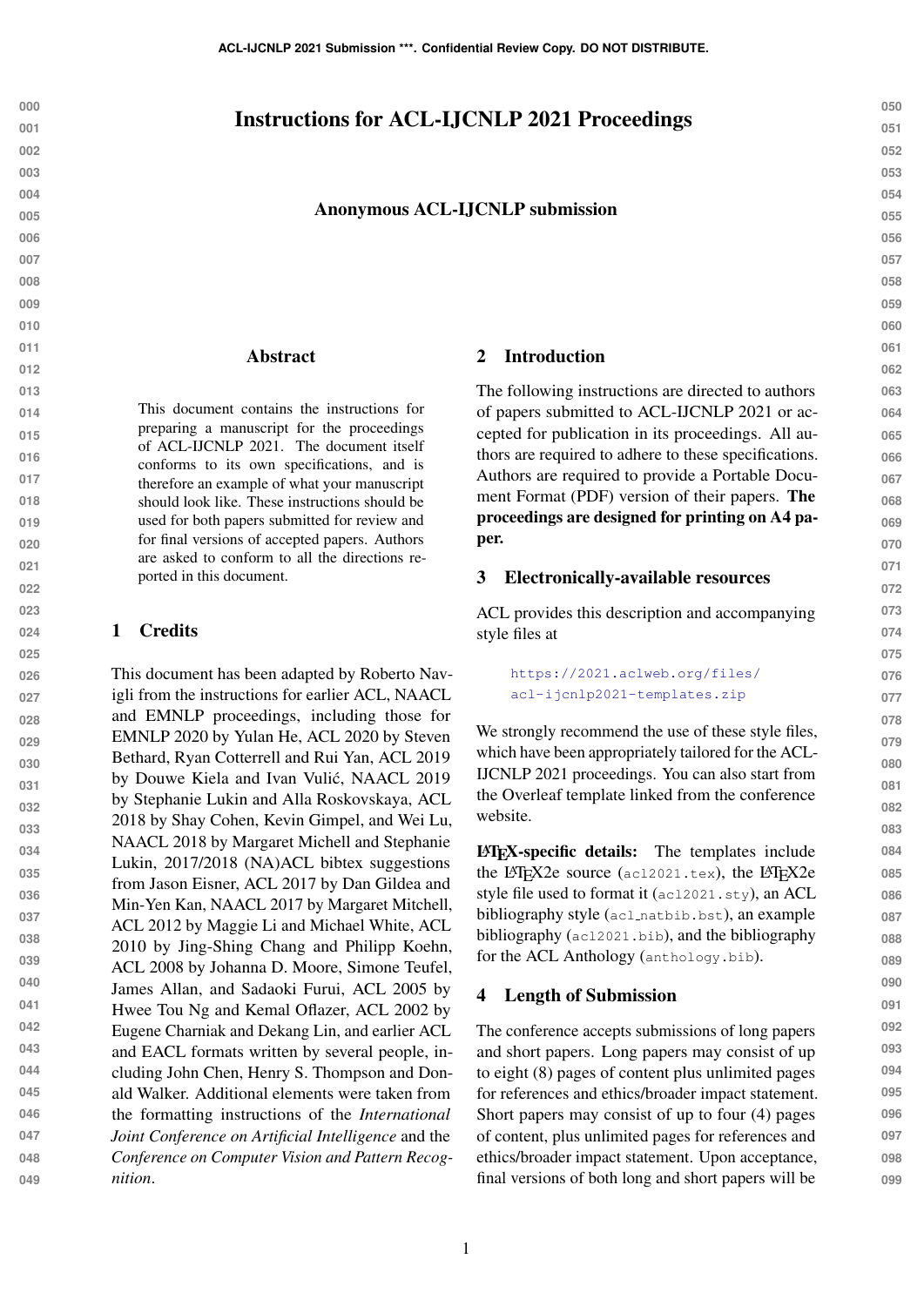# Instructions for ACL-IJCNLP 2021 Proceedings

**Anonymous ACL-IJCNLP submission**

## Abstract

This document contains the instructions for preparing a manuscript for the proceedings of ACL-IJCNLP 2021. The document itself conforms to its own specifications, and is therefore an example of what your manuscript should look like. These instructions should be used for both papers submitted for review and for final versions of accepted papers. Authors are asked to conform to all the directions reported in this document.

## 1 Credits

This document has been adapted by Roberto Navigli from the instructions for earlier ACL, NAACL and EMNLP proceedings, including those for EMNLP 2020 by Yulan He, ACL 2020 by Steven Bethard, Ryan Cotterrell and Rui Yan, ACL 2019 by Douwe Kiela and Ivan Vulić, NAACL 2019 by Stephanie Lukin and Alla Roskovskaya, ACL 2018 by Shay Cohen, Kevin Gimpel, and Wei Lu, NAACL 2018 by Margaret Michell and Stephanie Lukin, 2017/2018 (NA)ACL bibtex suggestions from Jason Eisner, ACL 2017 by Dan Gildea and Min-Yen Kan, NAACL 2017 by Margaret Mitchell, ACL 2012 by Maggie Li and Michael White, ACL 2010 by Jing-Shing Chang and Philipp Koehn, ACL 2008 by Johanna D. Moore, Simone Teufel, James Allan, and Sadaoki Furui, ACL 2005 by Hwee Tou Ng and Kemal Oflazer, ACL 2002 by Eugene Charniak and Dekang Lin, and earlier ACL and EACL formats written by several people, including John Chen, Henry S. Thompson and Donald Walker. Additional elements were taken from the formatting instructions of the *International Joint Conference on Artificial Intelligence* and the *Conference on Computer Vision and Pattern Recognition*.

## 2 Introduction

The following instructions are directed to authors of papers submitted to ACL-IJCNLP 2021 or accepted for publication in its proceedings. All authors are required to adhere to these specifications. Authors are required to provide a Portable Document Format (PDF) version of their papers. **The proceedings are designed for printing on A4 paper.**

## 3 Electronically-available resources

ACL provides this description and accompanying style files at

https://2021.aclweb.org/files/acl-ijcnlp2021-templates.zip

We strongly recommend the use of these style files, which have been appropriately tailored for the ACL-IJCNLP 2021 proceedings. You can also start from the Overleaf template linked from the conference website.

**LaTeX-specific details:** The templates include the LaTeX2e source (`acl2021.tex`), the LaTeX2e style file used to format it (`acl2021.sty`), an ACL bibliography style (`acl_natbib.bst`), an example bibliography (`acl2021.bib`), and the bibliography for the ACL Anthology (`anthology.bib`).

## 4 Length of Submission

The conference accepts submissions of long papers and short papers. Long papers may consist of up to eight (8) pages of content plus unlimited pages for references and ethics/broader impact statement. Short papers may consist of up to four (4) pages of content, plus unlimited pages for references and ethics/broader impact statement. Upon acceptance, final versions of both long and short papers will be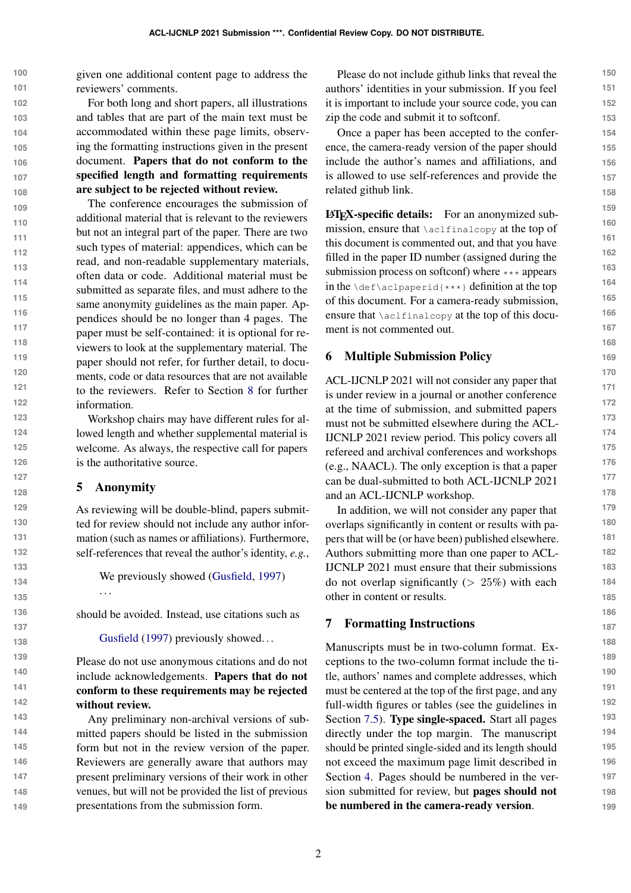given one additional content page to address the reviewers' comments.

For both long and short papers, all illustrations and tables that are part of the main text must be accommodated within these page limits, observing the formatting instructions given in the present document. **Papers that do not conform to the specified length and formatting requirements are subject to be rejected without review.**

The conference encourages the submission of additional material that is relevant to the reviewers but not an integral part of the paper. There are two such types of material: appendices, which can be read, and non-readable supplementary materials, often data or code. Additional material must be submitted as separate files, and must adhere to the same anonymity guidelines as the main paper. Appendices should be no longer than 4 pages. The paper must be self-contained: it is optional for reviewers to look at the supplementary material. The paper should not refer, for further detail, to documents, code or data resources that are not available to the reviewers. Refer to Section 8 for further information.

Workshop chairs may have different rules for allowed length and whether supplemental material is welcome. As always, the respective call for papers is the authoritative source.

## 5 Anonymity

As reviewing will be double-blind, papers submitted for review should not include any author information (such as names or affiliations). Furthermore, self-references that reveal the author's identity, *e.g.*,

> We previously showed (Gusfield, 1997) ...

should be avoided. Instead, use citations such as

> Gusfield (1997) previously showed...

Please do not use anonymous citations and do not include acknowledgements. **Papers that do not conform to these requirements may be rejected without review.**

Any preliminary non-archival versions of submitted papers should be listed in the submission form but not in the review version of the paper. Reviewers are generally aware that authors may present preliminary versions of their work in other venues, but will not be provided the list of previous presentations from the submission form.

Please do not include github links that reveal the authors' identities in your submission. If you feel it is important to include your source code, you can zip the code and submit it to softconf.

Once a paper has been accepted to the conference, the camera-ready version of the paper should include the author's names and affiliations, and is allowed to use self-references and provide the related github link.

**LaTeX-specific details:** For an anonymized submission, ensure that `\aclfinalcopy` at the top of this document is commented out, and that you have filled in the paper ID number (assigned during the submission process on softconf) where `***` appears in the `\def\aclpaperid{***}` definition at the top of this document. For a camera-ready submission, ensure that `\aclfinalcopy` at the top of this document is not commented out.

## 6 Multiple Submission Policy

ACL-IJCNLP 2021 will not consider any paper that is under review in a journal or another conference at the time of submission, and submitted papers must not be submitted elsewhere during the ACL-IJCNLP 2021 review period. This policy covers all refereed and archival conferences and workshops (e.g., NAACL). The only exception is that a paper can be dual-submitted to both ACL-IJCNLP 2021 and an ACL-IJCNLP workshop.

In addition, we will not consider any paper that overlaps significantly in content or results with papers that will be (or have been) published elsewhere. Authors submitting more than one paper to ACL-IJCNLP 2021 must ensure that their submissions do not overlap significantly ($> 25\%$) with each other in content or results.

## 7 Formatting Instructions

Manuscripts must be in two-column format. Exceptions to the two-column format include the title, authors' names and complete addresses, which must be centered at the top of the first page, and any full-width figures or tables (see the guidelines in Section 7.5). **Type single-spaced.** Start all pages directly under the top margin. The manuscript should be printed single-sided and its length should not exceed the maximum page limit described in Section 4. Pages should be numbered in the version submitted for review, but **pages should not be numbered in the camera-ready version**.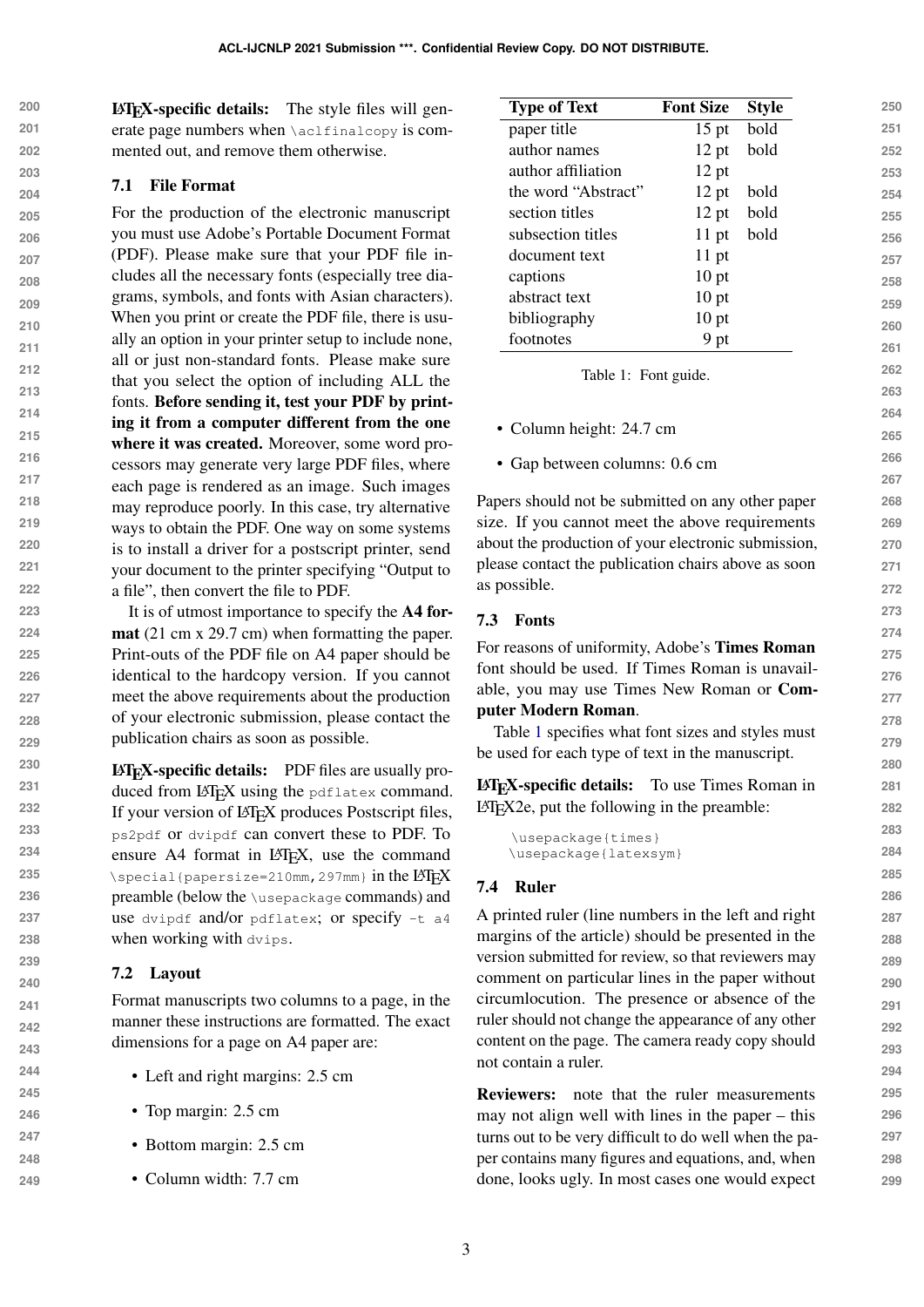**LaTeX-specific details:** The style files will generate page numbers when `\aclfinalcopy` is commented out, and remove them otherwise.

### 7.1 File Format

For the production of the electronic manuscript you must use Adobe's Portable Document Format (PDF). Please make sure that your PDF file includes all the necessary fonts (especially tree diagrams, symbols, and fonts with Asian characters). When you print or create the PDF file, there is usually an option in your printer setup to include none, all or just non-standard fonts. Please make sure that you select the option of including ALL the fonts. **Before sending it, test your PDF by printing it from a computer different from the one where it was created.** Moreover, some word processors may generate very large PDF files, where each page is rendered as an image. Such images may reproduce poorly. In this case, try alternative ways to obtain the PDF. One way on some systems is to install a driver for a postscript printer, send your document to the printer specifying "Output to a file", then convert the file to PDF.

It is of utmost importance to specify the **A4 format** (21 cm x 29.7 cm) when formatting the paper. Print-outs of the PDF file on A4 paper should be identical to the hardcopy version. If you cannot meet the above requirements about the production of your electronic submission, please contact the publication chairs as soon as possible.

**LaTeX-specific details:** PDF files are usually produced from LaTeX using the `pdflatex` command. If your version of LaTeX produces Postscript files, `ps2pdf` or `dvipdf` can convert these to PDF. To ensure A4 format in LaTeX, use the command `\special{papersize=210mm,297mm}` in the LaTeX preamble (below the `\usepackage` commands) and use `dvipdf` and/or `pdflatex`; or specify `-t a4` when working with `dvips`.

### 7.2 Layout

Format manuscripts two columns to a page, in the manner these instructions are formatted. The exact dimensions for a page on A4 paper are:

- Left and right margins: 2.5 cm
- Top margin: 2.5 cm
- Bottom margin: 2.5 cm
- Column width: 7.7 cm
- Column height: 24.7 cm
- Gap between columns: 0.6 cm

Papers should not be submitted on any other paper size. If you cannot meet the above requirements about the production of your electronic submission, please contact the publication chairs above as soon as possible.

| Type of Text | Font Size | Style |
|---|---|---|
| paper title | 15 pt | bold |
| author names | 12 pt | bold |
| author affiliation | 12 pt | |
| the word "Abstract" | 12 pt | bold |
| section titles | 12 pt | bold |
| subsection titles | 11 pt | bold |
| document text | 11 pt | |
| captions | 10 pt | |
| abstract text | 10 pt | |
| bibliography | 10 pt | |
| footnotes | 9 pt | |

Table 1: Font guide.

### 7.3 Fonts

For reasons of uniformity, Adobe's **Times Roman** font should be used. If Times Roman is unavailable, you may use Times New Roman or **Computer Modern Roman**.

Table 1 specifies what font sizes and styles must be used for each type of text in the manuscript.

**LaTeX-specific details:** To use Times Roman in LaTeX2e, put the following in the preamble:

```
\usepackage{times}
\usepackage{latexsym}
```

### 7.4 Ruler

A printed ruler (line numbers in the left and right margins of the article) should be presented in the version submitted for review, so that reviewers may comment on particular lines in the paper without circumlocution. The presence or absence of the ruler should not change the appearance of any other content on the page. The camera ready copy should not contain a ruler.

**Reviewers:** note that the ruler measurements may not align well with lines in the paper – this turns out to be very difficult to do well when the paper contains many figures and equations, and, when done, looks ugly. In most cases one would expect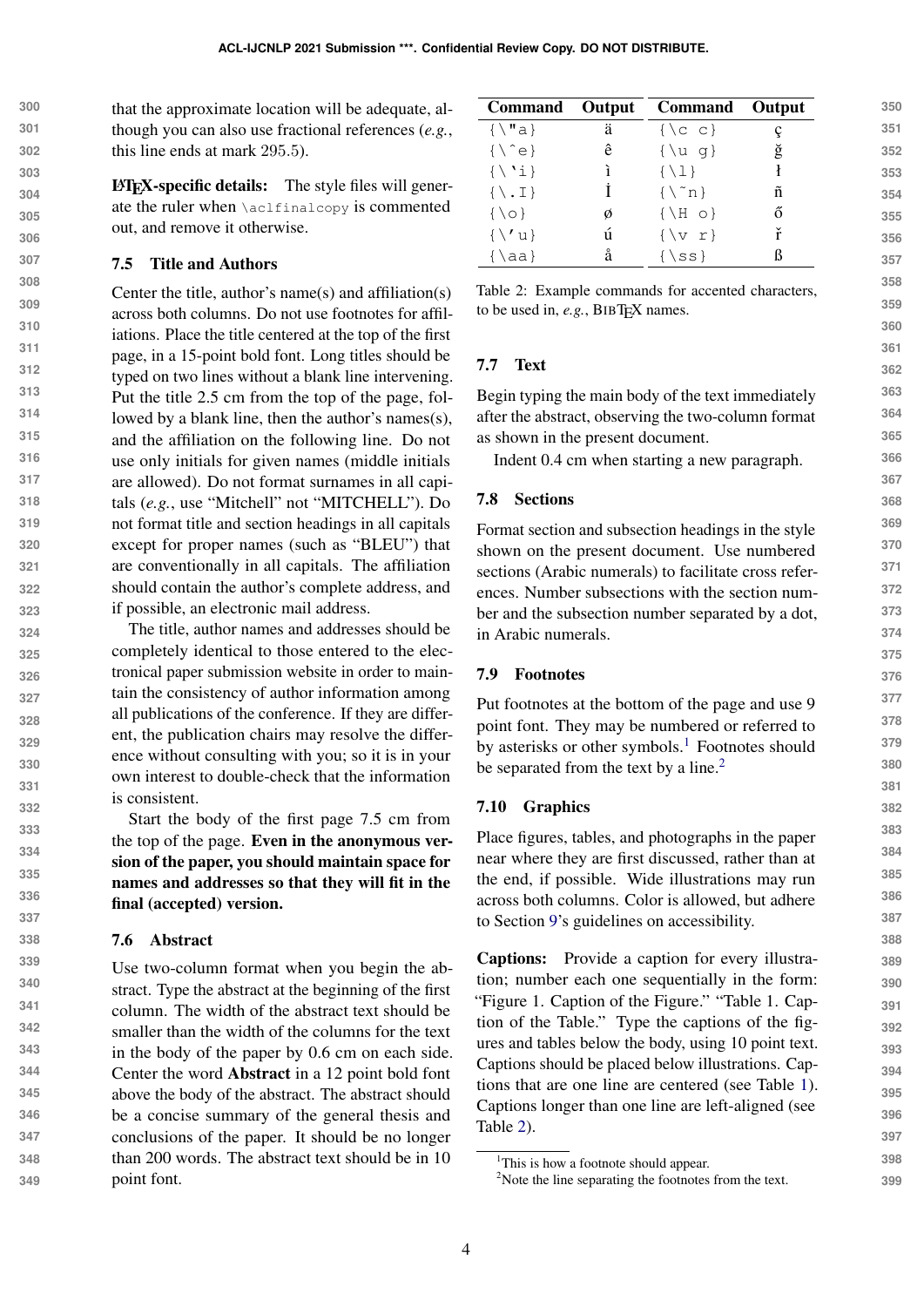that the approximate location will be adequate, although you can also use fractional references (*e.g.*, this line ends at mark 295.5).

**LaTeX-specific details:** The style files will generate the ruler when `\aclfinalcopy` is commented out, and remove it otherwise.

### 7.5 Title and Authors

Center the title, author's name(s) and affiliation(s) across both columns. Do not use footnotes for affiliations. Place the title centered at the top of the first page, in a 15-point bold font. Long titles should be typed on two lines without a blank line intervening. Put the title 2.5 cm from the top of the page, followed by a blank line, then the author's names(s), and the affiliation on the following line. Do not use only initials for given names (middle initials are allowed). Do not format surnames in all capitals (*e.g.*, use "Mitchell" not "MITCHELL"). Do not format title and section headings in all capitals except for proper names (such as "BLEU") that are conventionally in all capitals. The affiliation should contain the author's complete address, and if possible, an electronic mail address.

The title, author names and addresses should be completely identical to those entered to the electronical paper submission website in order to maintain the consistency of author information among all publications of the conference. If they are different, the publication chairs may resolve the difference without consulting with you; so it is in your own interest to double-check that the information is consistent.

Start the body of the first page 7.5 cm from the top of the page. **Even in the anonymous version of the paper, you should maintain space for names and addresses so that they will fit in the final (accepted) version.**

### 7.6 Abstract

Use two-column format when you begin the abstract. Type the abstract at the beginning of the first column. The width of the abstract text should be smaller than the width of the columns for the text in the body of the paper by 0.6 cm on each side. Center the word **Abstract** in a 12 point bold font above the body of the abstract. The abstract should be a concise summary of the general thesis and conclusions of the paper. It should be no longer than 200 words. The abstract text should be in 10 point font.

| Command | Output | Command | Output |
|---|---|---|---|
| `{\"a}` | ä | `{\c c}` | ç |
| `{\^e}` | ê | `{\u g}` | ğ |
| `{\`i}` | ì | `{\l}` | ł |
| `{\.I}` | İ | `{\~n}` | ñ |
| `{\o}` | ø | `{\H o}` | ő |
| `{\'u}` | ú | `{\v r}` | ř |
| `{\aa}` | å | `{\ss}` | ß |

Table 2: Example commands for accented characters, to be used in, *e.g.*, BibTeX names.

### 7.7 Text

Begin typing the main body of the text immediately after the abstract, observing the two-column format as shown in the present document.

Indent 0.4 cm when starting a new paragraph.

### 7.8 Sections

Format section and subsection headings in the style shown on the present document. Use numbered sections (Arabic numerals) to facilitate cross references. Number subsections with the section number and the subsection number separated by a dot, in Arabic numerals.

### 7.9 Footnotes

Put footnotes at the bottom of the page and use 9 point font. They may be numbered or referred to by asterisks or other symbols.[1] Footnotes should be separated from the text by a line.[2]

### 7.10 Graphics

Place figures, tables, and photographs in the paper near where they are first discussed, rather than at the end, if possible. Wide illustrations may run across both columns. Color is allowed, but adhere to Section 9's guidelines on accessibility.

**Captions:** Provide a caption for every illustration; number each one sequentially in the form: "Figure 1. Caption of the Figure." "Table 1. Caption of the Table." Type the captions of the figures and tables below the body, using 10 point text. Captions should be placed below illustrations. Captions that are one line are centered (see Table 1). Captions longer than one line are left-aligned (see Table 2).

[1] This is how a footnote should appear.

[2] Note the line separating the footnotes from the text.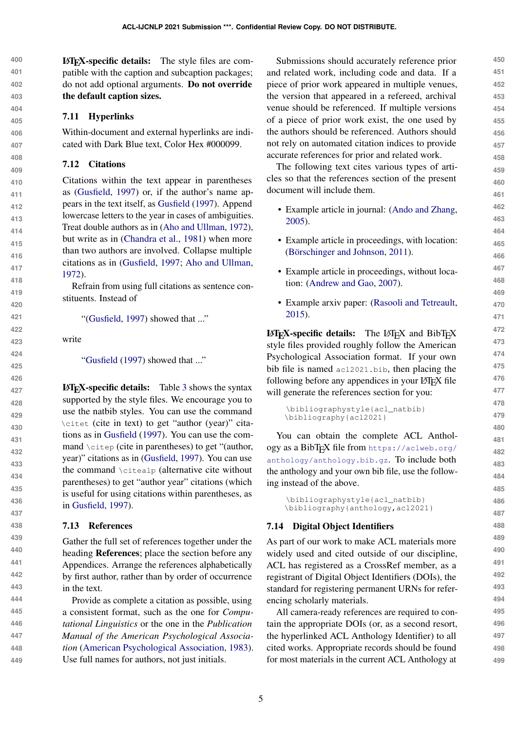**LaTeX-specific details:** The style files are compatible with the caption and subcaption packages; do not add optional arguments. **Do not override the default caption sizes.**

### 7.11 Hyperlinks

Within-document and external hyperlinks are indicated with Dark Blue text, Color Hex #000099.

### 7.12 Citations

Citations within the text appear in parentheses as (Gusfield, 1997) or, if the author's name appears in the text itself, as Gusfield (1997). Append lowercase letters to the year in cases of ambiguities. Treat double authors as in (Aho and Ullman, 1972), but write as in (Chandra et al., 1981) when more than two authors are involved. Collapse multiple citations as in (Gusfield, 1997; Aho and Ullman, 1972).

Refrain from using full citations as sentence constituents. Instead of

> "(Gusfield, 1997) showed that ..."

write

> "Gusfield (1997) showed that ..."

**LaTeX-specific details:** Table 3 shows the syntax supported by the style files. We encourage you to use the natbib styles. You can use the command `\citet` (cite in text) to get "author (year)" citations as in Gusfield (1997). You can use the command `\citep` (cite in parentheses) to get "(author, year)" citations as in (Gusfield, 1997). You can use the command `\citealp` (alternative cite without parentheses) to get "author year" citations (which is useful for using citations within parentheses, as in Gusfield, 1997).

### 7.13 References

Gather the full set of references together under the heading **References**; place the section before any Appendices. Arrange the references alphabetically by first author, rather than by order of occurrence in the text.

Provide as complete a citation as possible, using a consistent format, such as the one for *Computational Linguistics* or the one in the *Publication Manual of the American Psychological Association* (American Psychological Association, 1983). Use full names for authors, not just initials.

Submissions should accurately reference prior and related work, including code and data. If a piece of prior work appeared in multiple venues, the version that appeared in a refereed, archival venue should be referenced. If multiple versions of a piece of prior work exist, the one used by the authors should be referenced. Authors should not rely on automated citation indices to provide accurate references for prior and related work.

The following text cites various types of articles so that the references section of the present document will include them.

- Example article in journal: (Ando and Zhang, 2005).
- Example article in proceedings, with location: (Börschinger and Johnson, 2011).
- Example article in proceedings, without location: (Andrew and Gao, 2007).
- Example arxiv paper: (Rasooli and Tetreault, 2015).

**LaTeX-specific details:** The LaTeX and BibTeX style files provided roughly follow the American Psychological Association format. If your own bib file is named `acl2021.bib`, then placing the following before any appendices in your LaTeX file will generate the references section for you:

```
\bibliographystyle{acl_natbib}
\bibliography{acl2021}
```

You can obtain the complete ACL Anthology as a BibTeX file from `https://aclweb.org/anthology/anthology.bib.gz`. To include both the anthology and your own bib file, use the following instead of the above.

```
\bibliographystyle{acl_natbib}
\bibliography{anthology,acl2021}
```

### 7.14 Digital Object Identifiers

As part of our work to make ACL materials more widely used and cited outside of our discipline, ACL has registered as a CrossRef member, as a registrant of Digital Object Identifiers (DOIs), the standard for registering permanent URNs for referencing scholarly materials.

All camera-ready references are required to contain the appropriate DOIs (or, as a second resort, the hyperlinked ACL Anthology Identifier) to all cited works. Appropriate records should be found for most materials in the current ACL Anthology at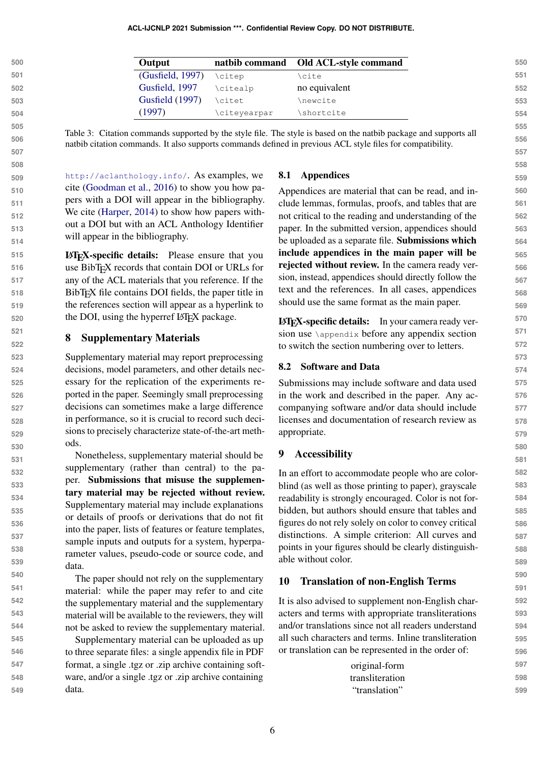| Output | natbib command | Old ACL-style command |
|---|---|---|
| (Gusfield, 1997) | `\citep` | `\cite` |
| Gusfield, 1997 | `\citealp` | no equivalent |
| Gusfield (1997) | `\citet` | `\newcite` |
| (1997) | `\citeyearpar` | `\shortcite` |

Table 3: Citation commands supported by the style file. The style is based on the natbib package and supports all natbib citation commands. It also supports commands defined in previous ACL style files for compatibility.

http://aclanthology.info/. As examples, we cite (Goodman et al., 2016) to show you how papers with a DOI will appear in the bibliography. We cite (Harper, 2014) to show how papers without a DOI but with an ACL Anthology Identifier will appear in the bibliography.

**LaTeX-specific details:** Please ensure that you use BibTeX records that contain DOI or URLs for any of the ACL materials that you reference. If the BibTeX file contains DOI fields, the paper title in the references section will appear as a hyperlink to the DOI, using the hyperref LaTeX package.

## 8 Supplementary Materials

Supplementary material may report preprocessing decisions, model parameters, and other details necessary for the replication of the experiments reported in the paper. Seemingly small preprocessing decisions can sometimes make a large difference in performance, so it is crucial to record such decisions to precisely characterize state-of-the-art methods.

Nonetheless, supplementary material should be supplementary (rather than central) to the paper. **Submissions that misuse the supplementary material may be rejected without review.** Supplementary material may include explanations or details of proofs or derivations that do not fit into the paper, lists of features or feature templates, sample inputs and outputs for a system, hyperparameter values, pseudo-code or source code, and data.

The paper should not rely on the supplementary material: while the paper may refer to and cite the supplementary material and the supplementary material will be available to the reviewers, they will not be asked to review the supplementary material.

Supplementary material can be uploaded as up to three separate files: a single appendix file in PDF format, a single .tgz or .zip archive containing software, and/or a single .tgz or .zip archive containing data.

### 8.1 Appendices

Appendices are material that can be read, and include lemmas, formulas, proofs, and tables that are not critical to the reading and understanding of the paper. In the submitted version, appendices should be uploaded as a separate file. **Submissions which include appendices in the main paper will be rejected without review.** In the camera ready version, instead, appendices should directly follow the text and the references. In all cases, appendices should use the same format as the main paper.

**LaTeX-specific details:** In your camera ready version use `\appendix` before any appendix section to switch the section numbering over to letters.

### 8.2 Software and Data

Submissions may include software and data used in the work and described in the paper. Any accompanying software and/or data should include licenses and documentation of research review as appropriate.

## 9 Accessibility

In an effort to accommodate people who are color-blind (as well as those printing to paper), grayscale readability is strongly encouraged. Color is not forbidden, but authors should ensure that tables and figures do not rely solely on color to convey critical distinctions. A simple criterion: All curves and points in your figures should be clearly distinguishable without color.

## 10 Translation of non-English Terms

It is also advised to supplement non-English characters and terms with appropriate transliterations and/or translations since not all readers understand all such characters and terms. Inline transliteration or translation can be represented in the order of:

original-form
transliteration
"translation"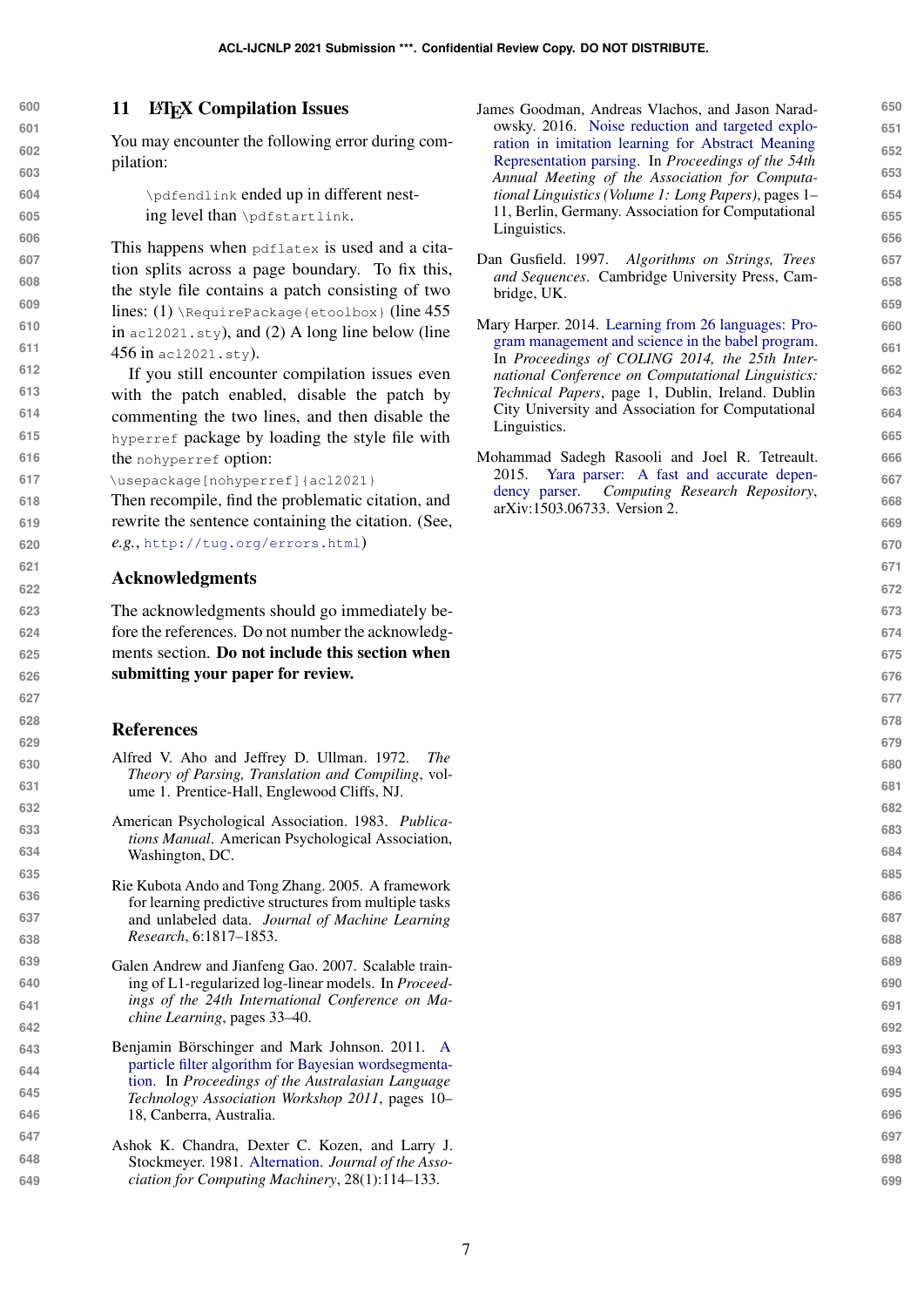## 11 LaTeX Compilation Issues

You may encounter the following error during compilation:

> `\pdfendlink` ended up in different nesting level than `\pdfstartlink`.

This happens when `pdflatex` is used and a citation splits across a page boundary. To fix this, the style file contains a patch consisting of two lines: (1) `\RequirePackage{etoolbox}` (line 455 in `acl2021.sty`), and (2) A long line below (line 456 in `acl2021.sty`).

If you still encounter compilation issues even with the patch enabled, disable the patch by commenting the two lines, and then disable the `hyperref` package by loading the style file with the `nohyperref` option:

```
\usepackage[nohyperref]{acl2021}
```

Then recompile, find the problematic citation, and rewrite the sentence containing the citation. (See, *e.g.*, http://tug.org/errors.html)

## Acknowledgments

The acknowledgments should go immediately before the references. Do not number the acknowledgments section. **Do not include this section when submitting your paper for review.**

## References

Alfred V. Aho and Jeffrey D. Ullman. 1972. *The Theory of Parsing, Translation and Compiling*, volume 1. Prentice-Hall, Englewood Cliffs, NJ.

American Psychological Association. 1983. *Publications Manual*. American Psychological Association, Washington, DC.

Rie Kubota Ando and Tong Zhang. 2005. A framework for learning predictive structures from multiple tasks and unlabeled data. *Journal of Machine Learning Research*, 6:1817–1853.

Galen Andrew and Jianfeng Gao. 2007. Scalable training of L1-regularized log-linear models. In *Proceedings of the 24th International Conference on Machine Learning*, pages 33–40.

Benjamin Börschinger and Mark Johnson. 2011. A particle filter algorithm for Bayesian wordsegmentation. In *Proceedings of the Australasian Language Technology Association Workshop 2011*, pages 10–18, Canberra, Australia.

Ashok K. Chandra, Dexter C. Kozen, and Larry J. Stockmeyer. 1981. Alternation. *Journal of the Association for Computing Machinery*, 28(1):114–133.

James Goodman, Andreas Vlachos, and Jason Naradowsky. 2016. Noise reduction and targeted exploration in imitation learning for Abstract Meaning Representation parsing. In *Proceedings of the 54th Annual Meeting of the Association for Computational Linguistics (Volume 1: Long Papers)*, pages 1–11, Berlin, Germany. Association for Computational Linguistics.

Dan Gusfield. 1997. *Algorithms on Strings, Trees and Sequences*. Cambridge University Press, Cambridge, UK.

Mary Harper. 2014. Learning from 26 languages: Program management and science in the babel program. In *Proceedings of COLING 2014, the 25th International Conference on Computational Linguistics: Technical Papers*, page 1, Dublin, Ireland. Dublin City University and Association for Computational Linguistics.

Mohammad Sadegh Rasooli and Joel R. Tetreault. 2015. Yara parser: A fast and accurate dependency parser. *Computing Research Repository*, arXiv:1503.06733. Version 2.